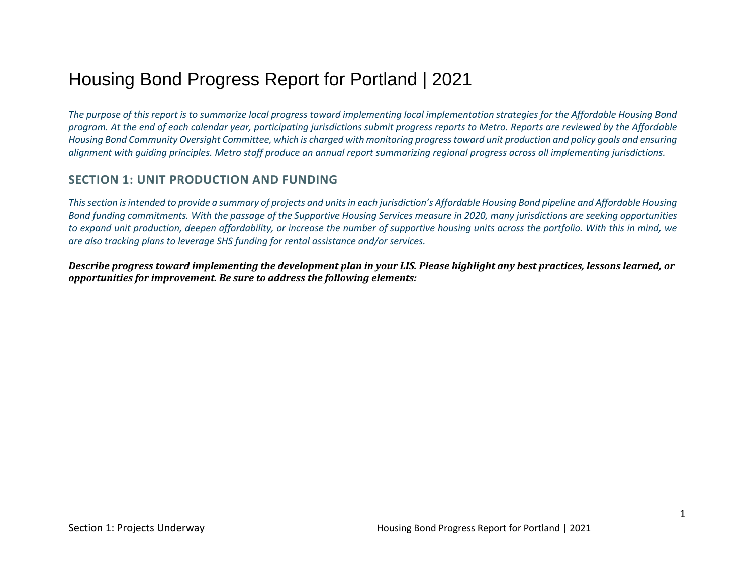# Housing Bond Progress Report for Portland | 2021

*The purpose of this report is to summarize local progress toward implementing local implementation strategies for the Affordable Housing Bond program. At the end of each calendar year, participating jurisdictions submit progress reports to Metro. Reports are reviewed by the Affordable Housing Bond Community Oversight Committee, which is charged with monitoring progress toward unit production and policy goals and ensuring alignment with guiding principles. Metro staff produce an annual report summarizing regional progress across all implementing jurisdictions.*

## SECTION 1: UNIT PRODUCTION AND FUNDING

*This section is intended to provide a summary of projects and units in each jurisdiction's Affordable Housing Bond pipeline and Affordable Housing Bond funding commitments. With the passage of the Supportive Housing Services measure in 2020, many jurisdictions are seeking opportunities to expand unit production, deepen affordability, or increase the number of supportive housing units across the portfolio. With this in mind, we are also tracking plans to leverage SHS funding for rental assistance and/or services.*

***Describe progress toward implementing the development plan in your LIS. Please highlight any best practices, lessons learned, or opportunities for improvement. Be sure to address the following elements:***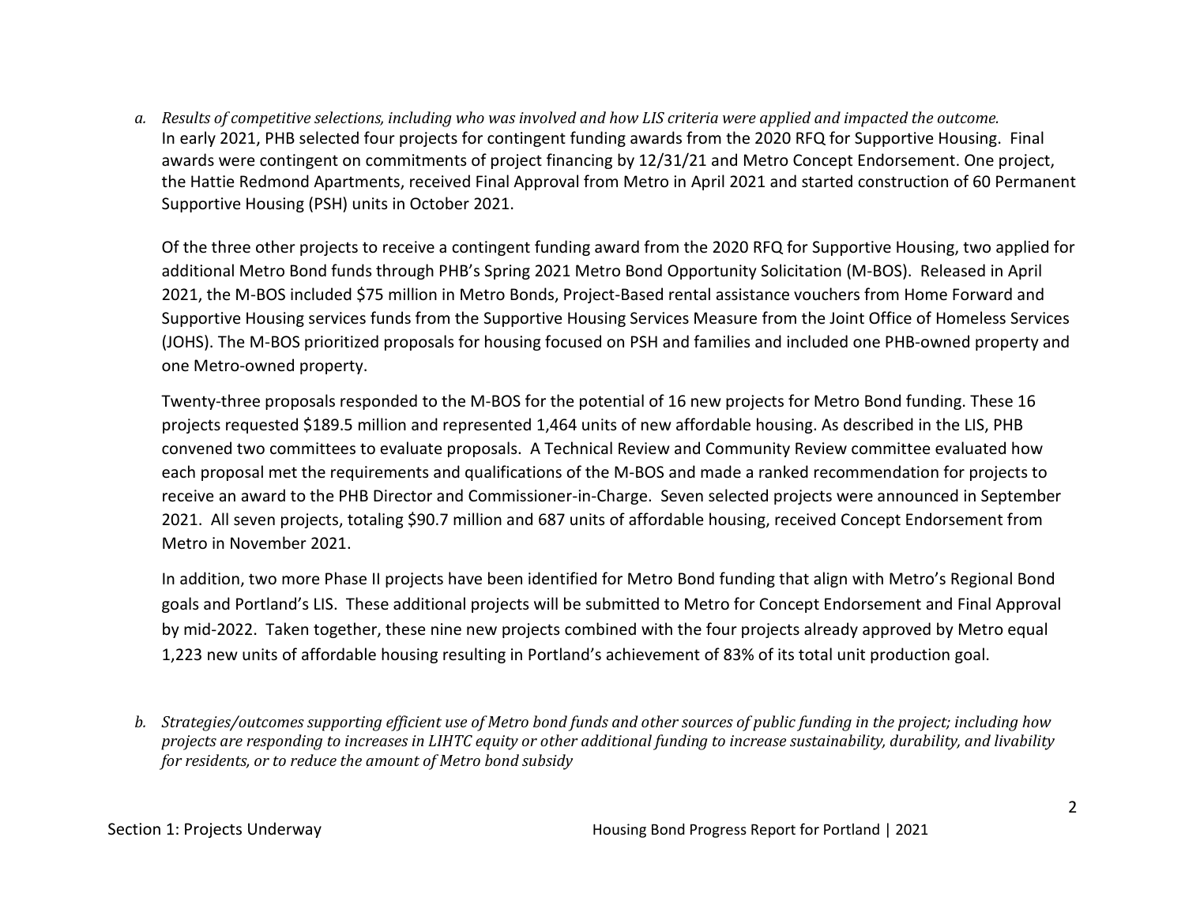*a. Results of competitive selections, including who was involved and how LIS criteria were applied and impacted the outcome.*

In early 2021, PHB selected four projects for contingent funding awards from the 2020 RFQ for Supportive Housing. Final awards were contingent on commitments of project financing by 12/31/21 and Metro Concept Endorsement. One project, the Hattie Redmond Apartments, received Final Approval from Metro in April 2021 and started construction of 60 Permanent Supportive Housing (PSH) units in October 2021.

Of the three other projects to receive a contingent funding award from the 2020 RFQ for Supportive Housing, two applied for additional Metro Bond funds through PHB's Spring 2021 Metro Bond Opportunity Solicitation (M-BOS). Released in April 2021, the M-BOS included $75 million in Metro Bonds, Project-Based rental assistance vouchers from Home Forward and Supportive Housing services funds from the Supportive Housing Services Measure from the Joint Office of Homeless Services (JOHS). The M-BOS prioritized proposals for housing focused on PSH and families and included one PHB-owned property and one Metro-owned property.

Twenty-three proposals responded to the M-BOS for the potential of 16 new projects for Metro Bond funding. These 16 projects requested $189.5 million and represented 1,464 units of new affordable housing. As described in the LIS, PHB convened two committees to evaluate proposals. A Technical Review and Community Review committee evaluated how each proposal met the requirements and qualifications of the M-BOS and made a ranked recommendation for projects to receive an award to the PHB Director and Commissioner-in-Charge. Seven selected projects were announced in September 2021. All seven projects, totaling $90.7 million and 687 units of affordable housing, received Concept Endorsement from Metro in November 2021.

In addition, two more Phase II projects have been identified for Metro Bond funding that align with Metro's Regional Bond goals and Portland's LIS. These additional projects will be submitted to Metro for Concept Endorsement and Final Approval by mid-2022. Taken together, these nine new projects combined with the four projects already approved by Metro equal 1,223 new units of affordable housing resulting in Portland's achievement of 83% of its total unit production goal.

*b. Strategies/outcomes supporting efficient use of Metro bond funds and other sources of public funding in the project; including how projects are responding to increases in LIHTC equity or other additional funding to increase sustainability, durability, and livability for residents, or to reduce the amount of Metro bond subsidy*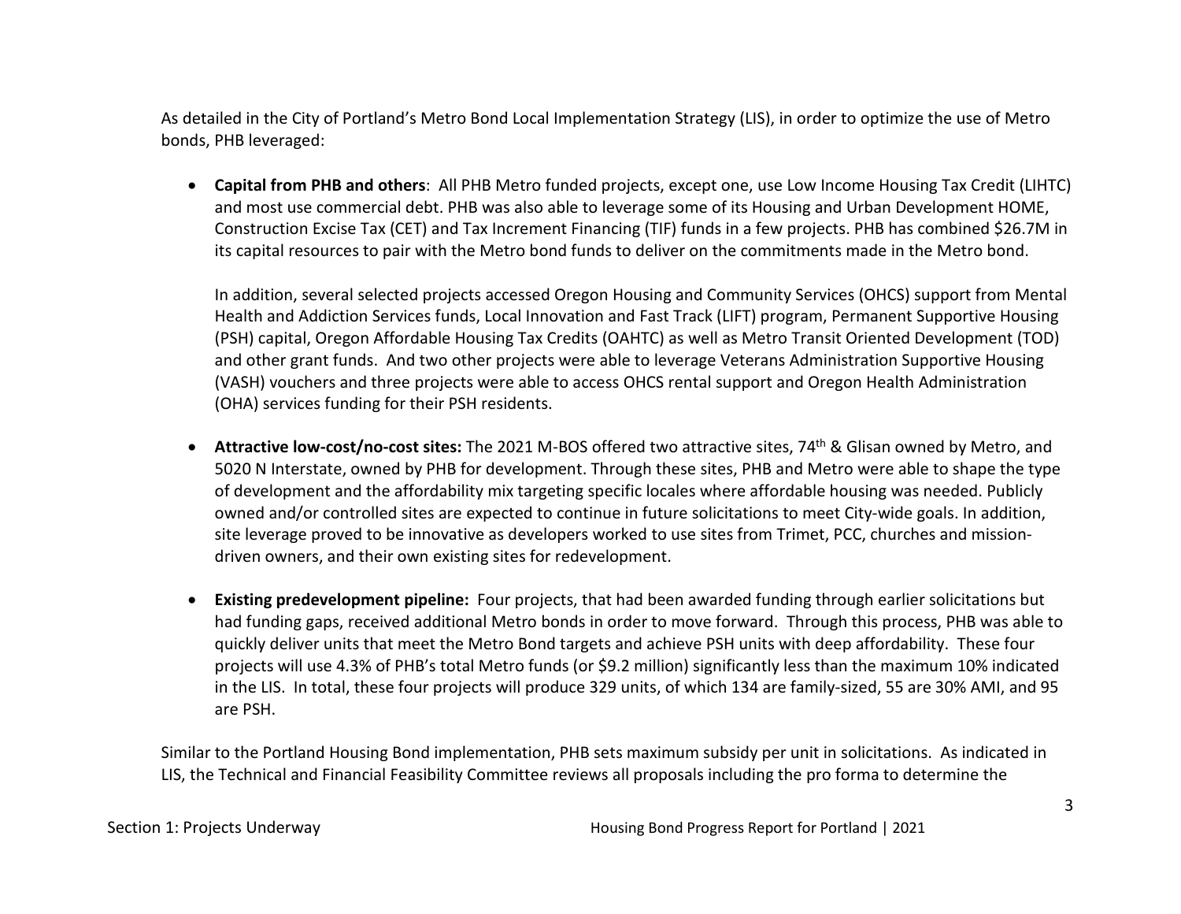As detailed in the City of Portland's Metro Bond Local Implementation Strategy (LIS), in order to optimize the use of Metro bonds, PHB leveraged:

- **Capital from PHB and others**: All PHB Metro funded projects, except one, use Low Income Housing Tax Credit (LIHTC) and most use commercial debt. PHB was also able to leverage some of its Housing and Urban Development HOME, Construction Excise Tax (CET) and Tax Increment Financing (TIF) funds in a few projects. PHB has combined $26.7M in its capital resources to pair with the Metro bond funds to deliver on the commitments made in the Metro bond.

  In addition, several selected projects accessed Oregon Housing and Community Services (OHCS) support from Mental Health and Addiction Services funds, Local Innovation and Fast Track (LIFT) program, Permanent Supportive Housing (PSH) capital, Oregon Affordable Housing Tax Credits (OAHTC) as well as Metro Transit Oriented Development (TOD) and other grant funds. And two other projects were able to leverage Veterans Administration Supportive Housing (VASH) vouchers and three projects were able to access OHCS rental support and Oregon Health Administration (OHA) services funding for their PSH residents.

- **Attractive low-cost/no-cost sites:** The 2021 M-BOS offered two attractive sites, 74th & Glisan owned by Metro, and 5020 N Interstate, owned by PHB for development. Through these sites, PHB and Metro were able to shape the type of development and the affordability mix targeting specific locales where affordable housing was needed. Publicly owned and/or controlled sites are expected to continue in future solicitations to meet City-wide goals. In addition, site leverage proved to be innovative as developers worked to use sites from Trimet, PCC, churches and mission-driven owners, and their own existing sites for redevelopment.

- **Existing predevelopment pipeline:** Four projects, that had been awarded funding through earlier solicitations but had funding gaps, received additional Metro bonds in order to move forward. Through this process, PHB was able to quickly deliver units that meet the Metro Bond targets and achieve PSH units with deep affordability. These four projects will use 4.3% of PHB's total Metro funds (or $9.2 million) significantly less than the maximum 10% indicated in the LIS. In total, these four projects will produce 329 units, of which 134 are family-sized, 55 are 30% AMI, and 95 are PSH.

Similar to the Portland Housing Bond implementation, PHB sets maximum subsidy per unit in solicitations. As indicated in LIS, the Technical and Financial Feasibility Committee reviews all proposals including the pro forma to determine the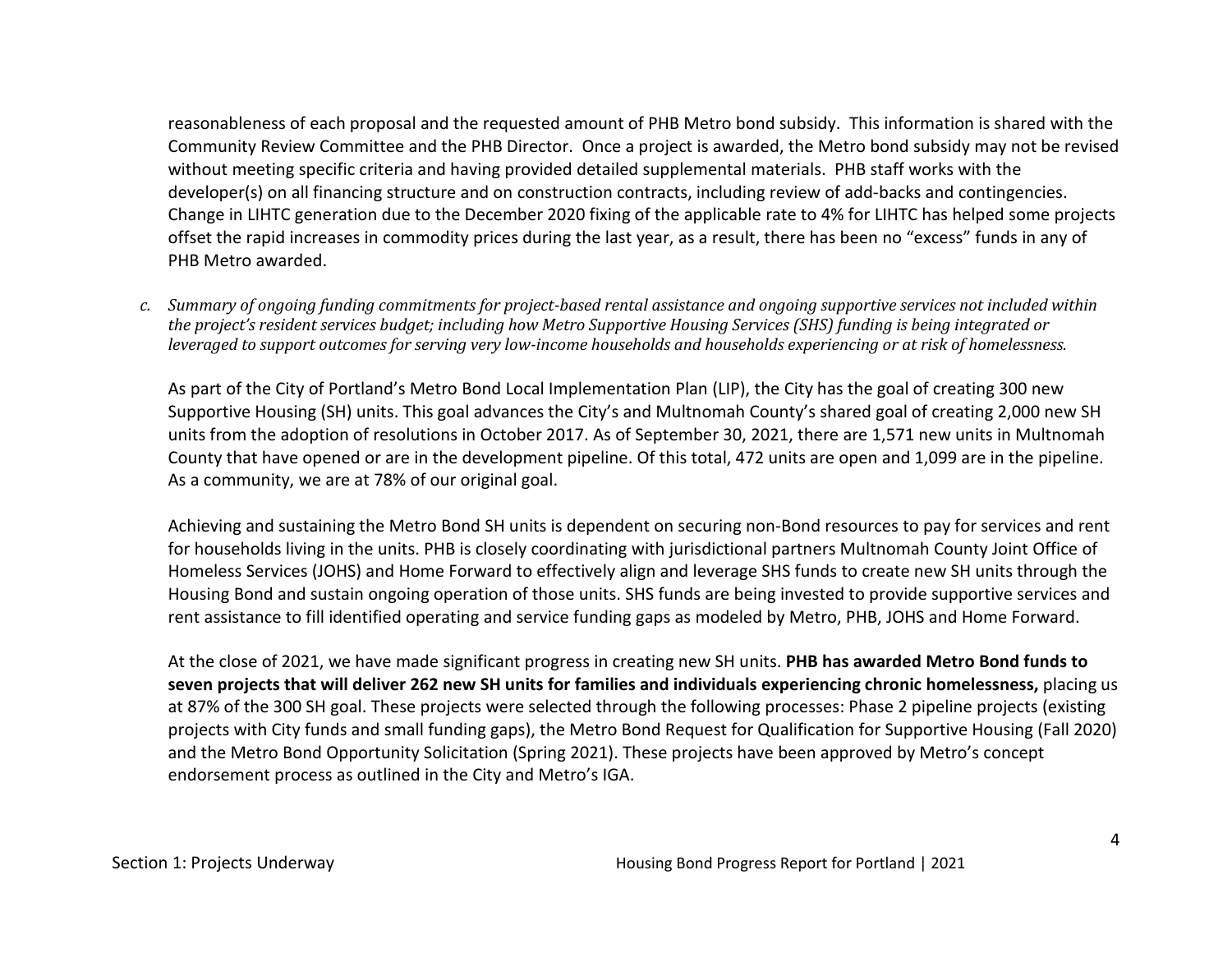reasonableness of each proposal and the requested amount of PHB Metro bond subsidy. This information is shared with the Community Review Committee and the PHB Director. Once a project is awarded, the Metro bond subsidy may not be revised without meeting specific criteria and having provided detailed supplemental materials. PHB staff works with the developer(s) on all financing structure and on construction contracts, including review of add-backs and contingencies. Change in LIHTC generation due to the December 2020 fixing of the applicable rate to 4% for LIHTC has helped some projects offset the rapid increases in commodity prices during the last year, as a result, there has been no "excess" funds in any of PHB Metro awarded.

*c. Summary of ongoing funding commitments for project-based rental assistance and ongoing supportive services not included within the project's resident services budget; including how Metro Supportive Housing Services (SHS) funding is being integrated or leveraged to support outcomes for serving very low-income households and households experiencing or at risk of homelessness.*

As part of the City of Portland's Metro Bond Local Implementation Plan (LIP), the City has the goal of creating 300 new Supportive Housing (SH) units. This goal advances the City's and Multnomah County's shared goal of creating 2,000 new SH units from the adoption of resolutions in October 2017. As of September 30, 2021, there are 1,571 new units in Multnomah County that have opened or are in the development pipeline. Of this total, 472 units are open and 1,099 are in the pipeline. As a community, we are at 78% of our original goal.

Achieving and sustaining the Metro Bond SH units is dependent on securing non-Bond resources to pay for services and rent for households living in the units. PHB is closely coordinating with jurisdictional partners Multnomah County Joint Office of Homeless Services (JOHS) and Home Forward to effectively align and leverage SHS funds to create new SH units through the Housing Bond and sustain ongoing operation of those units. SHS funds are being invested to provide supportive services and rent assistance to fill identified operating and service funding gaps as modeled by Metro, PHB, JOHS and Home Forward.

At the close of 2021, we have made significant progress in creating new SH units. **PHB has awarded Metro Bond funds to seven projects that will deliver 262 new SH units for families and individuals experiencing chronic homelessness,** placing us at 87% of the 300 SH goal. These projects were selected through the following processes: Phase 2 pipeline projects (existing projects with City funds and small funding gaps), the Metro Bond Request for Qualification for Supportive Housing (Fall 2020) and the Metro Bond Opportunity Solicitation (Spring 2021). These projects have been approved by Metro's concept endorsement process as outlined in the City and Metro's IGA.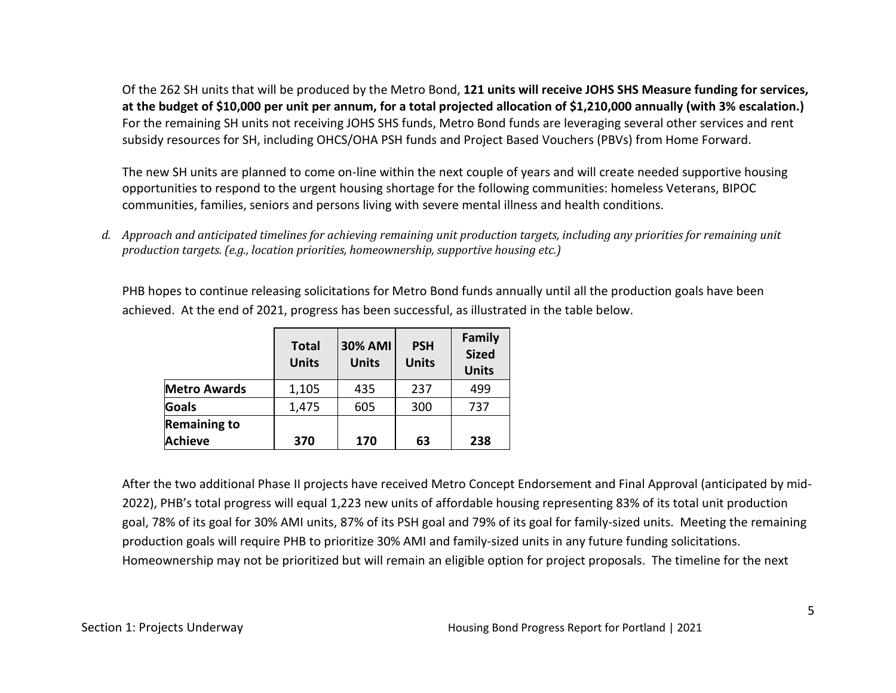Of the 262 SH units that will be produced by the Metro Bond, **121 units will receive JOHS SHS Measure funding for services, at the budget of $10,000 per unit per annum, for a total projected allocation of $1,210,000 annually (with 3% escalation.)** For the remaining SH units not receiving JOHS SHS funds, Metro Bond funds are leveraging several other services and rent subsidy resources for SH, including OHCS/OHA PSH funds and Project Based Vouchers (PBVs) from Home Forward.

The new SH units are planned to come on-line within the next couple of years and will create needed supportive housing opportunities to respond to the urgent housing shortage for the following communities: homeless Veterans, BIPOC communities, families, seniors and persons living with severe mental illness and health conditions.

*d. Approach and anticipated timelines for achieving remaining unit production targets, including any priorities for remaining unit production targets. (e.g., location priorities, homeownership, supportive housing etc.)*

PHB hopes to continue releasing solicitations for Metro Bond funds annually until all the production goals have been achieved. At the end of 2021, progress has been successful, as illustrated in the table below.

| | Total Units | 30% AMI Units | PSH Units | Family Sized Units |
|---|---|---|---|---|
| **Metro Awards** | 1,105 | 435 | 237 | 499 |
| **Goals** | 1,475 | 605 | 300 | 737 |
| **Remaining to Achieve** | **370** | **170** | **63** | **238** |

After the two additional Phase II projects have received Metro Concept Endorsement and Final Approval (anticipated by mid-2022), PHB's total progress will equal 1,223 new units of affordable housing representing 83% of its total unit production goal, 78% of its goal for 30% AMI units, 87% of its PSH goal and 79% of its goal for family-sized units. Meeting the remaining production goals will require PHB to prioritize 30% AMI and family-sized units in any future funding solicitations. Homeownership may not be prioritized but will remain an eligible option for project proposals. The timeline for the next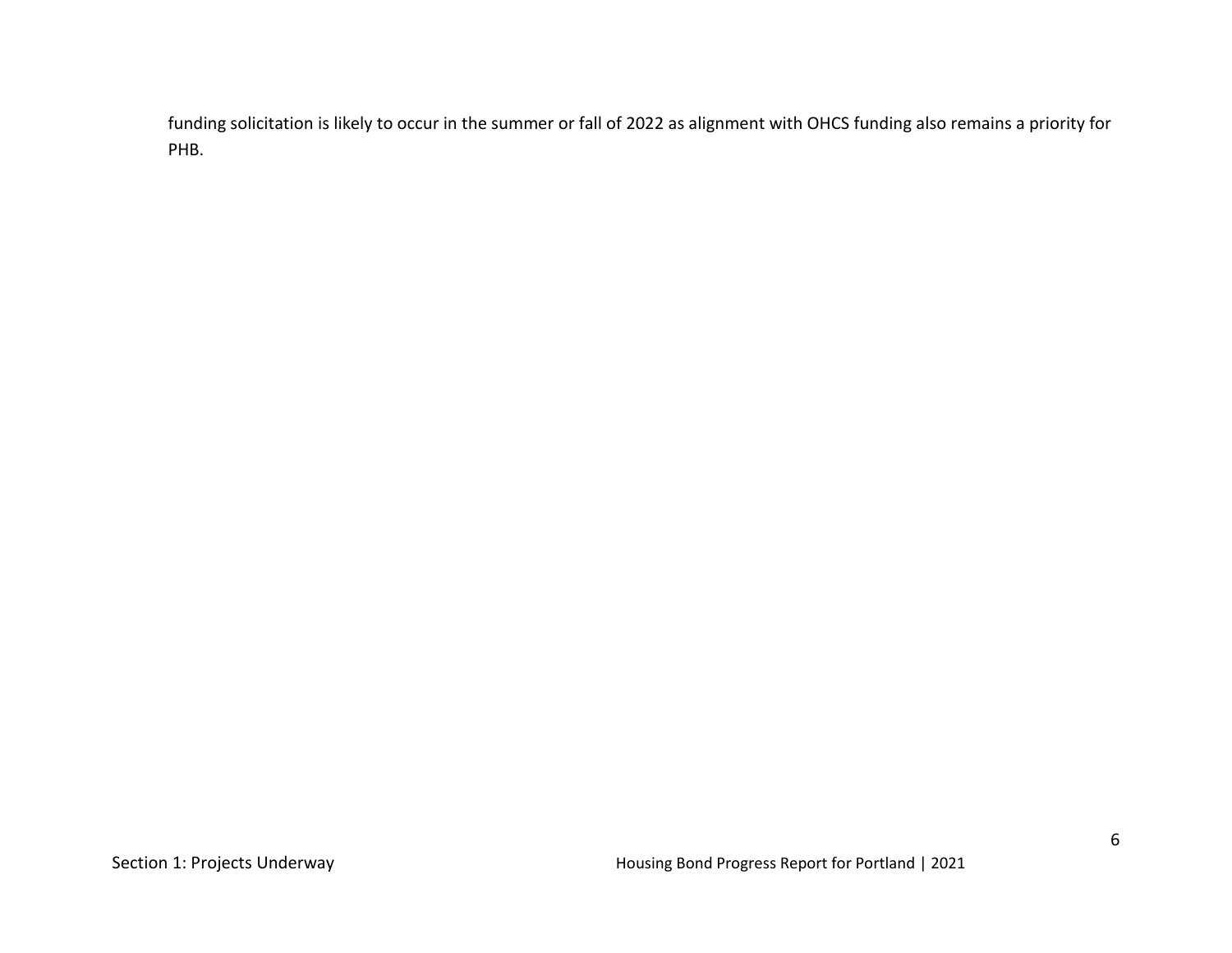funding solicitation is likely to occur in the summer or fall of 2022 as alignment with OHCS funding also remains a priority for PHB.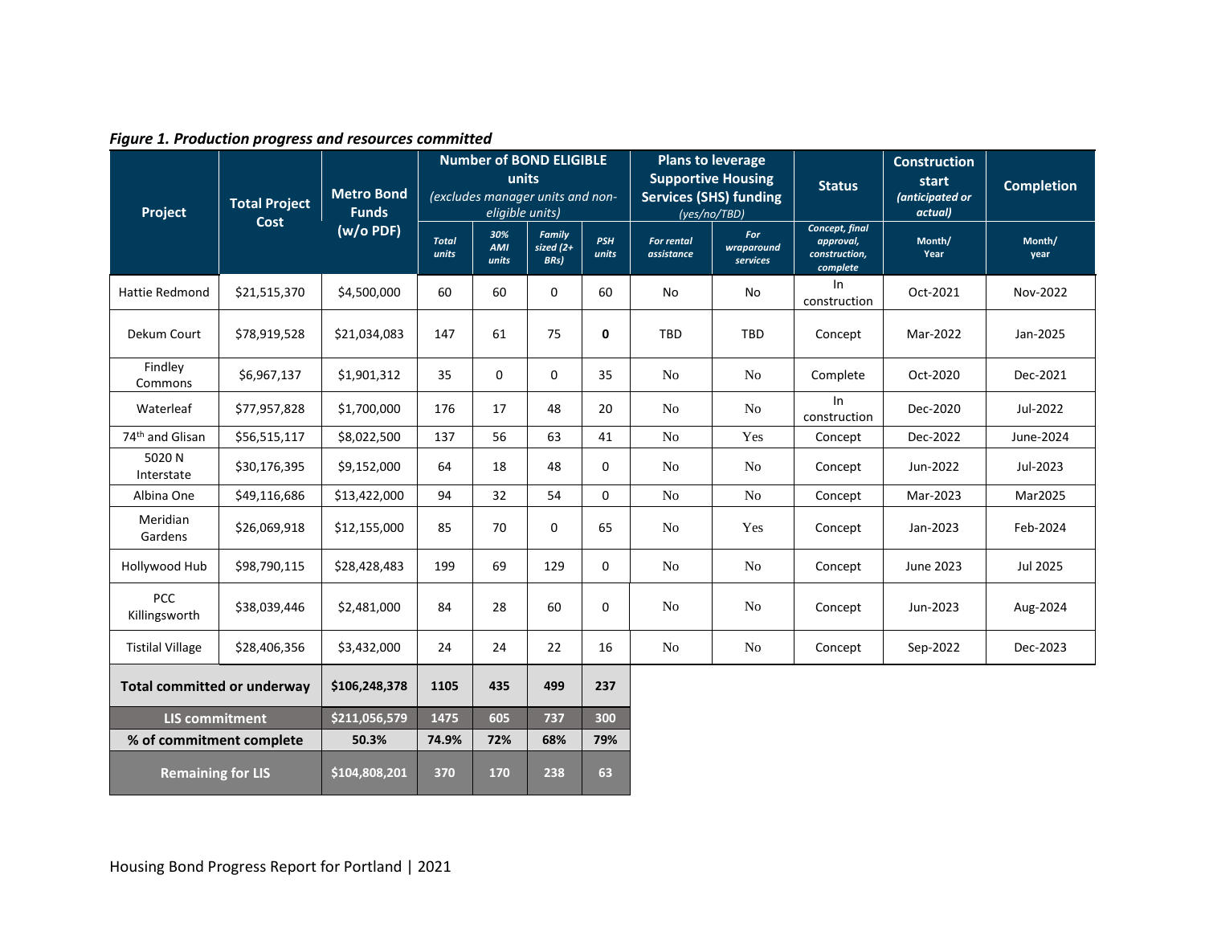*Figure 1. Production progress and resources committed*

| Project | Total Project Cost | Metro Bond Funds (w/o PDF) | Number of BOND ELIGIBLE units *(excludes manager units and non-eligible units)* | | | | Plans to leverage Supportive Housing Services (SHS) funding *(yes/no/TBD)* | | Status | Construction start *(anticipated or actual)* | Completion |
|---|---|---|---|---|---|---|---|---|---|---|---|
| | | | *Total units* | *30% AMI units* | *Family sized (2+ BRs)* | *PSH units* | *For rental assistance* | *For wraparound services* | *Concept, final approval, construction, complete* | Month/ Year | Month/ year |
| Hattie Redmond | $21,515,370 | $4,500,000 | 60 | 60 | 0 | 60 | No | No | In construction | Oct-2021 | Nov-2022 |
| Dekum Court | $78,919,528 | $21,034,083 | 147 | 61 | 75 | **0** | TBD | TBD | Concept | Mar-2022 | Jan-2025 |
| Findley Commons | $6,967,137 | $1,901,312 | 35 | 0 | 0 | 35 | No | No | Complete | Oct-2020 | Dec-2021 |
| Waterleaf | $77,957,828 | $1,700,000 | 176 | 17 | 48 | 20 | No | No | In construction | Dec-2020 | Jul-2022 |
| 74th and Glisan | $56,515,117 | $8,022,500 | 137 | 56 | 63 | 41 | No | Yes | Concept | Dec-2022 | June-2024 |
| 5020 N Interstate | $30,176,395 | $9,152,000 | 64 | 18 | 48 | 0 | No | No | Concept | Jun-2022 | Jul-2023 |
| Albina One | $49,116,686 | $13,422,000 | 94 | 32 | 54 | 0 | No | No | Concept | Mar-2023 | Mar2025 |
| Meridian Gardens | $26,069,918 | $12,155,000 | 85 | 70 | 0 | 65 | No | Yes | Concept | Jan-2023 | Feb-2024 |
| Hollywood Hub | $98,790,115 | $28,428,483 | 199 | 69 | 129 | 0 | No | No | Concept | June 2023 | Jul 2025 |
| PCC Killingsworth | $38,039,446 | $2,481,000 | 84 | 28 | 60 | 0 | No | No | Concept | Jun-2023 | Aug-2024 |
| Tistilal Village | $28,406,356 | $3,432,000 | 24 | 24 | 22 | 16 | No | No | Concept | Sep-2022 | Dec-2023 |
| **Total committed or underway** | | **$106,248,378** | **1105** | **435** | **499** | **237** | | | | | |
| **LIS commitment** | | **$211,056,579** | **1475** | **605** | **737** | **300** | | | | | |
| **% of commitment complete** | | **50.3%** | **74.9%** | **72%** | **68%** | **79%** | | | | | |
| **Remaining for LIS** | | **$104,808,201** | **370** | **170** | **238** | **63** | | | | | |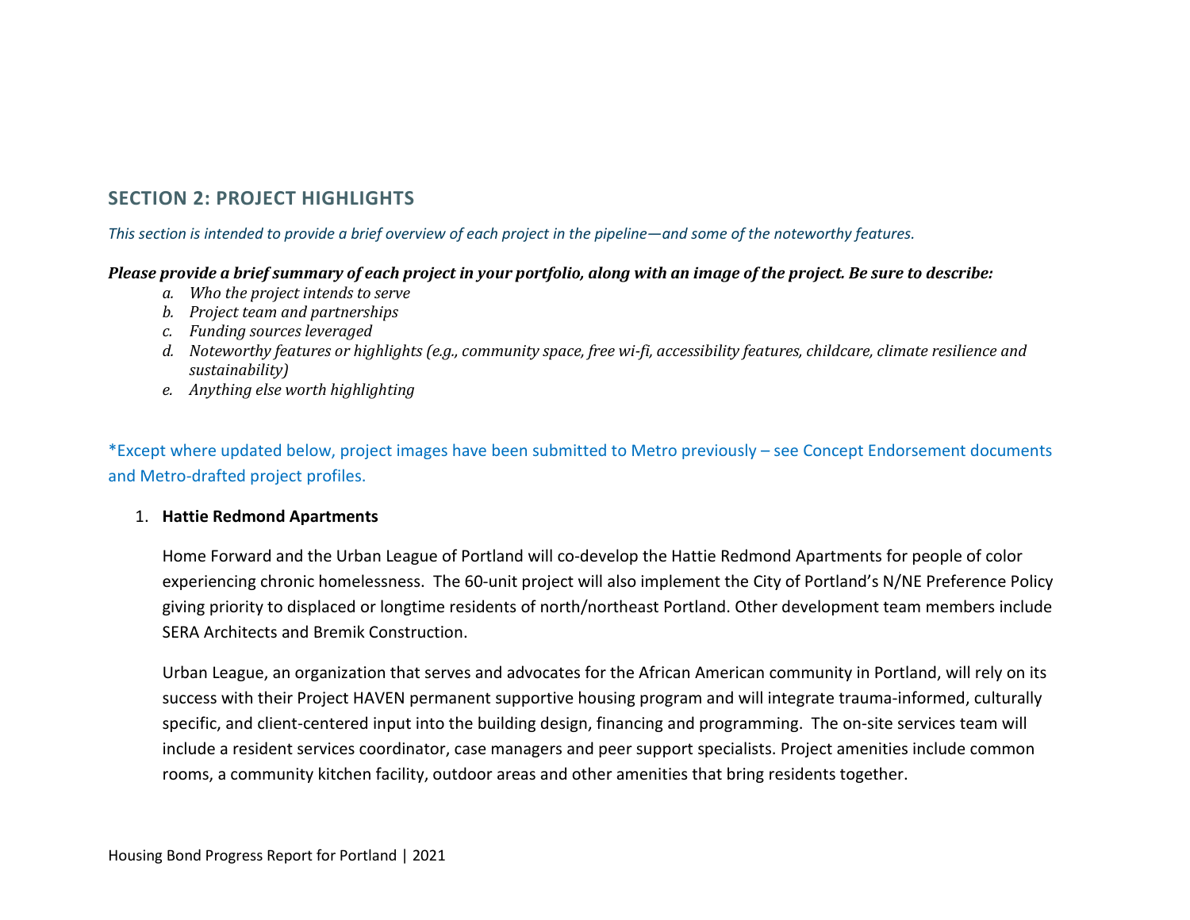## SECTION 2: PROJECT HIGHLIGHTS

*This section is intended to provide a brief overview of each project in the pipeline—and some of the noteworthy features.*

***Please provide a brief summary of each project in your portfolio, along with an image of the project. Be sure to describe:***

*a. Who the project intends to serve*
*b. Project team and partnerships*
*c. Funding sources leveraged*
*d. Noteworthy features or highlights (e.g., community space, free wi-fi, accessibility features, childcare, climate resilience and sustainability)*
*e. Anything else worth highlighting*

*Except where updated below, project images have been submitted to Metro previously – see Concept Endorsement documents and Metro-drafted project profiles.

1. **Hattie Redmond Apartments**

Home Forward and the Urban League of Portland will co-develop the Hattie Redmond Apartments for people of color experiencing chronic homelessness. The 60-unit project will also implement the City of Portland's N/NE Preference Policy giving priority to displaced or longtime residents of north/northeast Portland. Other development team members include SERA Architects and Bremik Construction.

Urban League, an organization that serves and advocates for the African American community in Portland, will rely on its success with their Project HAVEN permanent supportive housing program and will integrate trauma-informed, culturally specific, and client-centered input into the building design, financing and programming. The on-site services team will include a resident services coordinator, case managers and peer support specialists. Project amenities include common rooms, a community kitchen facility, outdoor areas and other amenities that bring residents together.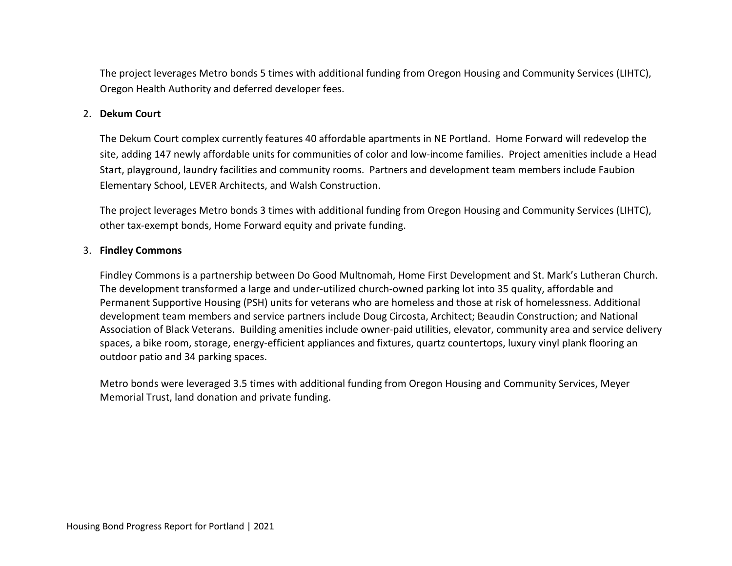The project leverages Metro bonds 5 times with additional funding from Oregon Housing and Community Services (LIHTC), Oregon Health Authority and deferred developer fees.

2. **Dekum Court**

   The Dekum Court complex currently features 40 affordable apartments in NE Portland. Home Forward will redevelop the site, adding 147 newly affordable units for communities of color and low-income families. Project amenities include a Head Start, playground, laundry facilities and community rooms. Partners and development team members include Faubion Elementary School, LEVER Architects, and Walsh Construction.

   The project leverages Metro bonds 3 times with additional funding from Oregon Housing and Community Services (LIHTC), other tax-exempt bonds, Home Forward equity and private funding.

3. **Findley Commons**

   Findley Commons is a partnership between Do Good Multnomah, Home First Development and St. Mark's Lutheran Church. The development transformed a large and under-utilized church-owned parking lot into 35 quality, affordable and Permanent Supportive Housing (PSH) units for veterans who are homeless and those at risk of homelessness. Additional development team members and service partners include Doug Circosta, Architect; Beaudin Construction; and National Association of Black Veterans. Building amenities include owner-paid utilities, elevator, community area and service delivery spaces, a bike room, storage, energy-efficient appliances and fixtures, quartz countertops, luxury vinyl plank flooring an outdoor patio and 34 parking spaces.

   Metro bonds were leveraged 3.5 times with additional funding from Oregon Housing and Community Services, Meyer Memorial Trust, land donation and private funding.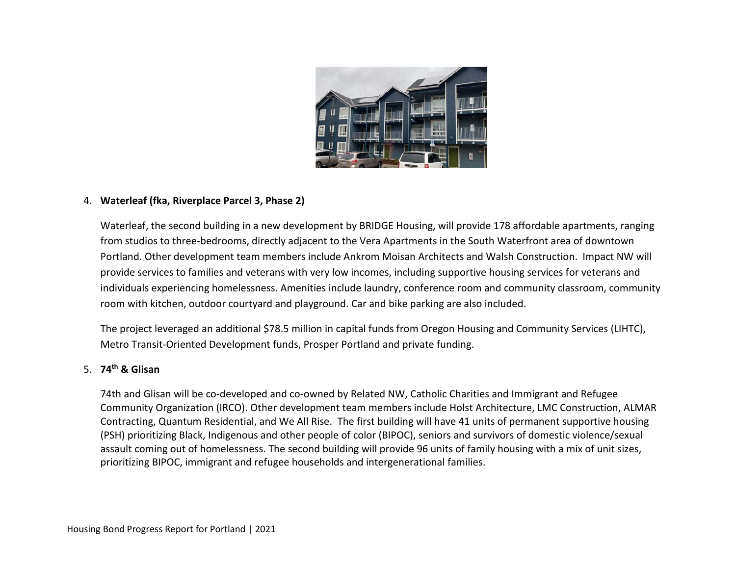4. **Waterleaf (fka, Riverplace Parcel 3, Phase 2)**

   Waterleaf, the second building in a new development by BRIDGE Housing, will provide 178 affordable apartments, ranging from studios to three-bedrooms, directly adjacent to the Vera Apartments in the South Waterfront area of downtown Portland. Other development team members include Ankrom Moisan Architects and Walsh Construction. Impact NW will provide services to families and veterans with very low incomes, including supportive housing services for veterans and individuals experiencing homelessness. Amenities include laundry, conference room and community classroom, community room with kitchen, outdoor courtyard and playground. Car and bike parking are also included.

   The project leveraged an additional $78.5 million in capital funds from Oregon Housing and Community Services (LIHTC), Metro Transit-Oriented Development funds, Prosper Portland and private funding.

5. **74th & Glisan**

   74th and Glisan will be co-developed and co-owned by Related NW, Catholic Charities and Immigrant and Refugee Community Organization (IRCO). Other development team members include Holst Architecture, LMC Construction, ALMAR Contracting, Quantum Residential, and We All Rise. The first building will have 41 units of permanent supportive housing (PSH) prioritizing Black, Indigenous and other people of color (BIPOC), seniors and survivors of domestic violence/sexual assault coming out of homelessness. The second building will provide 96 units of family housing with a mix of unit sizes, prioritizing BIPOC, immigrant and refugee households and intergenerational families.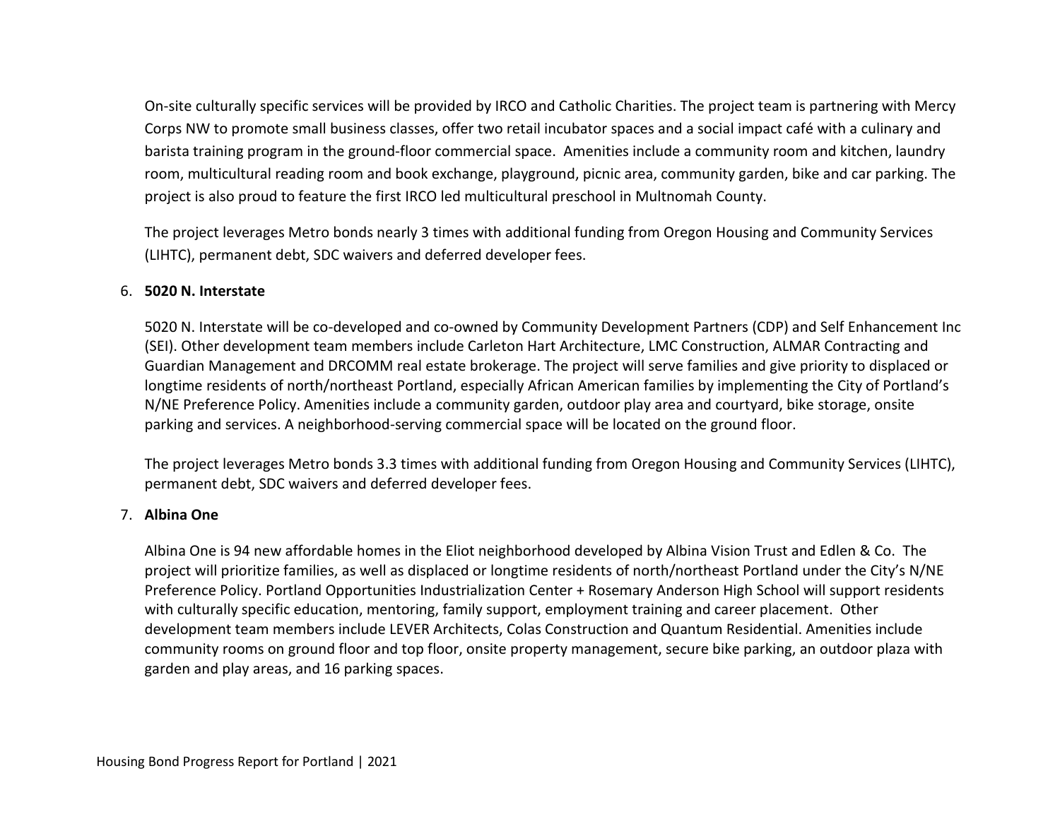On-site culturally specific services will be provided by IRCO and Catholic Charities. The project team is partnering with Mercy Corps NW to promote small business classes, offer two retail incubator spaces and a social impact café with a culinary and barista training program in the ground-floor commercial space. Amenities include a community room and kitchen, laundry room, multicultural reading room and book exchange, playground, picnic area, community garden, bike and car parking. The project is also proud to feature the first IRCO led multicultural preschool in Multnomah County.

The project leverages Metro bonds nearly 3 times with additional funding from Oregon Housing and Community Services (LIHTC), permanent debt, SDC waivers and deferred developer fees.

6. **5020 N. Interstate**

   5020 N. Interstate will be co-developed and co-owned by Community Development Partners (CDP) and Self Enhancement Inc (SEI). Other development team members include Carleton Hart Architecture, LMC Construction, ALMAR Contracting and Guardian Management and DRCOMM real estate brokerage. The project will serve families and give priority to displaced or longtime residents of north/northeast Portland, especially African American families by implementing the City of Portland's N/NE Preference Policy. Amenities include a community garden, outdoor play area and courtyard, bike storage, onsite parking and services. A neighborhood-serving commercial space will be located on the ground floor.

   The project leverages Metro bonds 3.3 times with additional funding from Oregon Housing and Community Services (LIHTC), permanent debt, SDC waivers and deferred developer fees.

7. **Albina One**

   Albina One is 94 new affordable homes in the Eliot neighborhood developed by Albina Vision Trust and Edlen & Co. The project will prioritize families, as well as displaced or longtime residents of north/northeast Portland under the City's N/NE Preference Policy. Portland Opportunities Industrialization Center + Rosemary Anderson High School will support residents with culturally specific education, mentoring, family support, employment training and career placement. Other development team members include LEVER Architects, Colas Construction and Quantum Residential. Amenities include community rooms on ground floor and top floor, onsite property management, secure bike parking, an outdoor plaza with garden and play areas, and 16 parking spaces.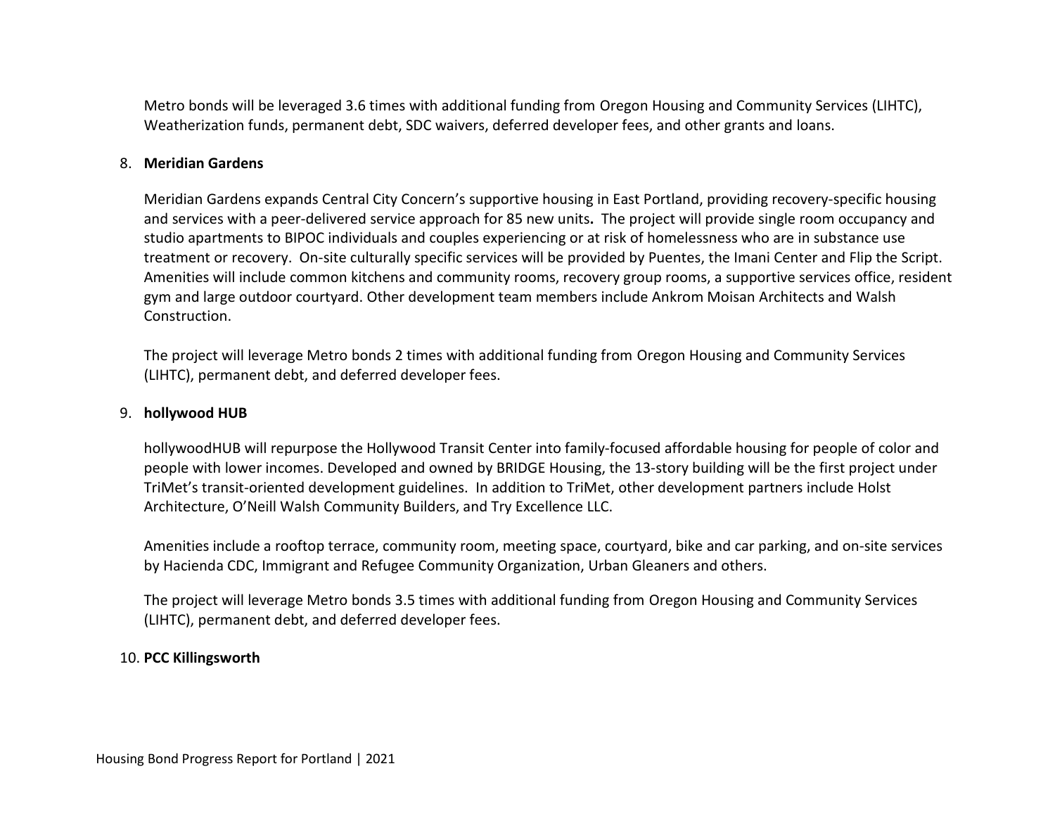Metro bonds will be leveraged 3.6 times with additional funding from Oregon Housing and Community Services (LIHTC), Weatherization funds, permanent debt, SDC waivers, deferred developer fees, and other grants and loans.

8. **Meridian Gardens**

   Meridian Gardens expands Central City Concern's supportive housing in East Portland, providing recovery-specific housing and services with a peer-delivered service approach for 85 new units**.** The project will provide single room occupancy and studio apartments to BIPOC individuals and couples experiencing or at risk of homelessness who are in substance use treatment or recovery. On-site culturally specific services will be provided by Puentes, the Imani Center and Flip the Script. Amenities will include common kitchens and community rooms, recovery group rooms, a supportive services office, resident gym and large outdoor courtyard. Other development team members include Ankrom Moisan Architects and Walsh Construction.

   The project will leverage Metro bonds 2 times with additional funding from Oregon Housing and Community Services (LIHTC), permanent debt, and deferred developer fees.

9. **hollywood HUB**

   hollywoodHUB will repurpose the Hollywood Transit Center into family-focused affordable housing for people of color and people with lower incomes. Developed and owned by BRIDGE Housing, the 13-story building will be the first project under TriMet's transit-oriented development guidelines. In addition to TriMet, other development partners include Holst Architecture, O'Neill Walsh Community Builders, and Try Excellence LLC.

   Amenities include a rooftop terrace, community room, meeting space, courtyard, bike and car parking, and on-site services by Hacienda CDC, Immigrant and Refugee Community Organization, Urban Gleaners and others.

   The project will leverage Metro bonds 3.5 times with additional funding from Oregon Housing and Community Services (LIHTC), permanent debt, and deferred developer fees.

10. **PCC Killingsworth**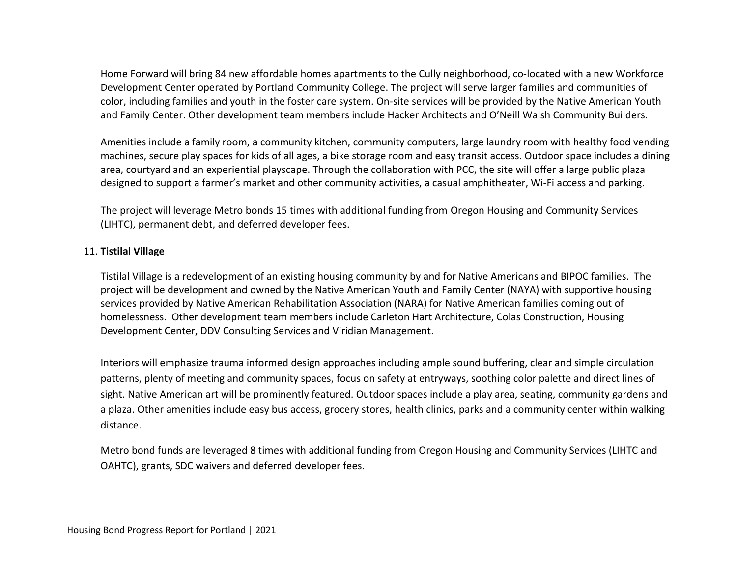Home Forward will bring 84 new affordable homes apartments to the Cully neighborhood, co-located with a new Workforce Development Center operated by Portland Community College. The project will serve larger families and communities of color, including families and youth in the foster care system. On-site services will be provided by the Native American Youth and Family Center. Other development team members include Hacker Architects and O'Neill Walsh Community Builders.

Amenities include a family room, a community kitchen, community computers, large laundry room with healthy food vending machines, secure play spaces for kids of all ages, a bike storage room and easy transit access. Outdoor space includes a dining area, courtyard and an experiential playscape. Through the collaboration with PCC, the site will offer a large public plaza designed to support a farmer's market and other community activities, a casual amphitheater, Wi-Fi access and parking.

The project will leverage Metro bonds 15 times with additional funding from Oregon Housing and Community Services (LIHTC), permanent debt, and deferred developer fees.

11. **Tistilal Village**

Tistilal Village is a redevelopment of an existing housing community by and for Native Americans and BIPOC families. The project will be development and owned by the Native American Youth and Family Center (NAYA) with supportive housing services provided by Native American Rehabilitation Association (NARA) for Native American families coming out of homelessness. Other development team members include Carleton Hart Architecture, Colas Construction, Housing Development Center, DDV Consulting Services and Viridian Management.

Interiors will emphasize trauma informed design approaches including ample sound buffering, clear and simple circulation patterns, plenty of meeting and community spaces, focus on safety at entryways, soothing color palette and direct lines of sight. Native American art will be prominently featured. Outdoor spaces include a play area, seating, community gardens and a plaza. Other amenities include easy bus access, grocery stores, health clinics, parks and a community center within walking distance.

Metro bond funds are leveraged 8 times with additional funding from Oregon Housing and Community Services (LIHTC and OAHTC), grants, SDC waivers and deferred developer fees.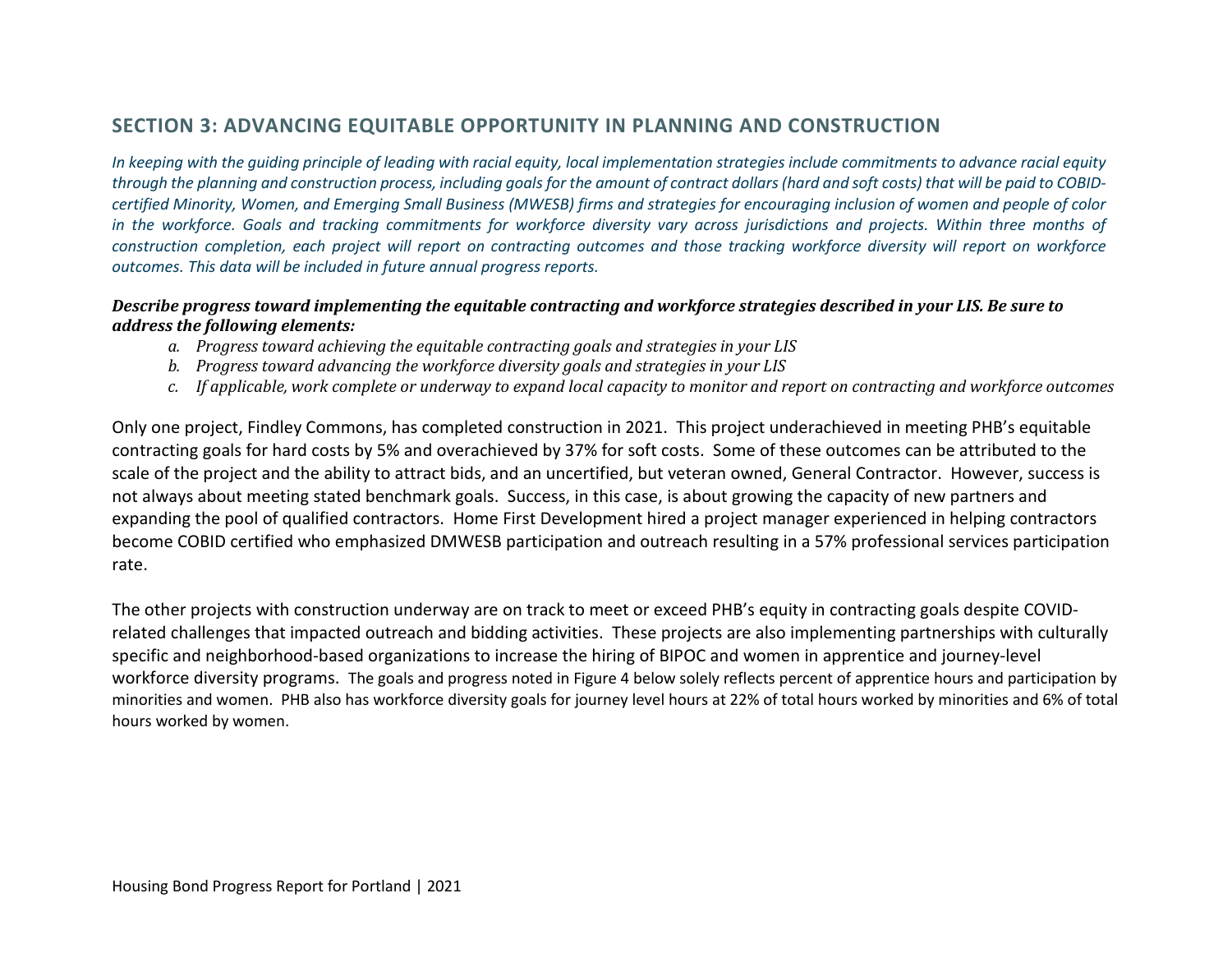## SECTION 3: ADVANCING EQUITABLE OPPORTUNITY IN PLANNING AND CONSTRUCTION

*In keeping with the guiding principle of leading with racial equity, local implementation strategies include commitments to advance racial equity through the planning and construction process, including goals for the amount of contract dollars (hard and soft costs) that will be paid to COBID-certified Minority, Women, and Emerging Small Business (MWESB) firms and strategies for encouraging inclusion of women and people of color in the workforce. Goals and tracking commitments for workforce diversity vary across jurisdictions and projects. Within three months of construction completion, each project will report on contracting outcomes and those tracking workforce diversity will report on workforce outcomes. This data will be included in future annual progress reports.*

***Describe progress toward implementing the equitable contracting and workforce strategies described in your LIS. Be sure to address the following elements:***

*a. Progress toward achieving the equitable contracting goals and strategies in your LIS*
*b. Progress toward advancing the workforce diversity goals and strategies in your LIS*
*c. If applicable, work complete or underway to expand local capacity to monitor and report on contracting and workforce outcomes*

Only one project, Findley Commons, has completed construction in 2021. This project underachieved in meeting PHB's equitable contracting goals for hard costs by 5% and overachieved by 37% for soft costs. Some of these outcomes can be attributed to the scale of the project and the ability to attract bids, and an uncertified, but veteran owned, General Contractor. However, success is not always about meeting stated benchmark goals. Success, in this case, is about growing the capacity of new partners and expanding the pool of qualified contractors. Home First Development hired a project manager experienced in helping contractors become COBID certified who emphasized DMWESB participation and outreach resulting in a 57% professional services participation rate.

The other projects with construction underway are on track to meet or exceed PHB's equity in contracting goals despite COVID-related challenges that impacted outreach and bidding activities. These projects are also implementing partnerships with culturally specific and neighborhood-based organizations to increase the hiring of BIPOC and women in apprentice and journey-level workforce diversity programs. The goals and progress noted in Figure 4 below solely reflects percent of apprentice hours and participation by minorities and women. PHB also has workforce diversity goals for journey level hours at 22% of total hours worked by minorities and 6% of total hours worked by women.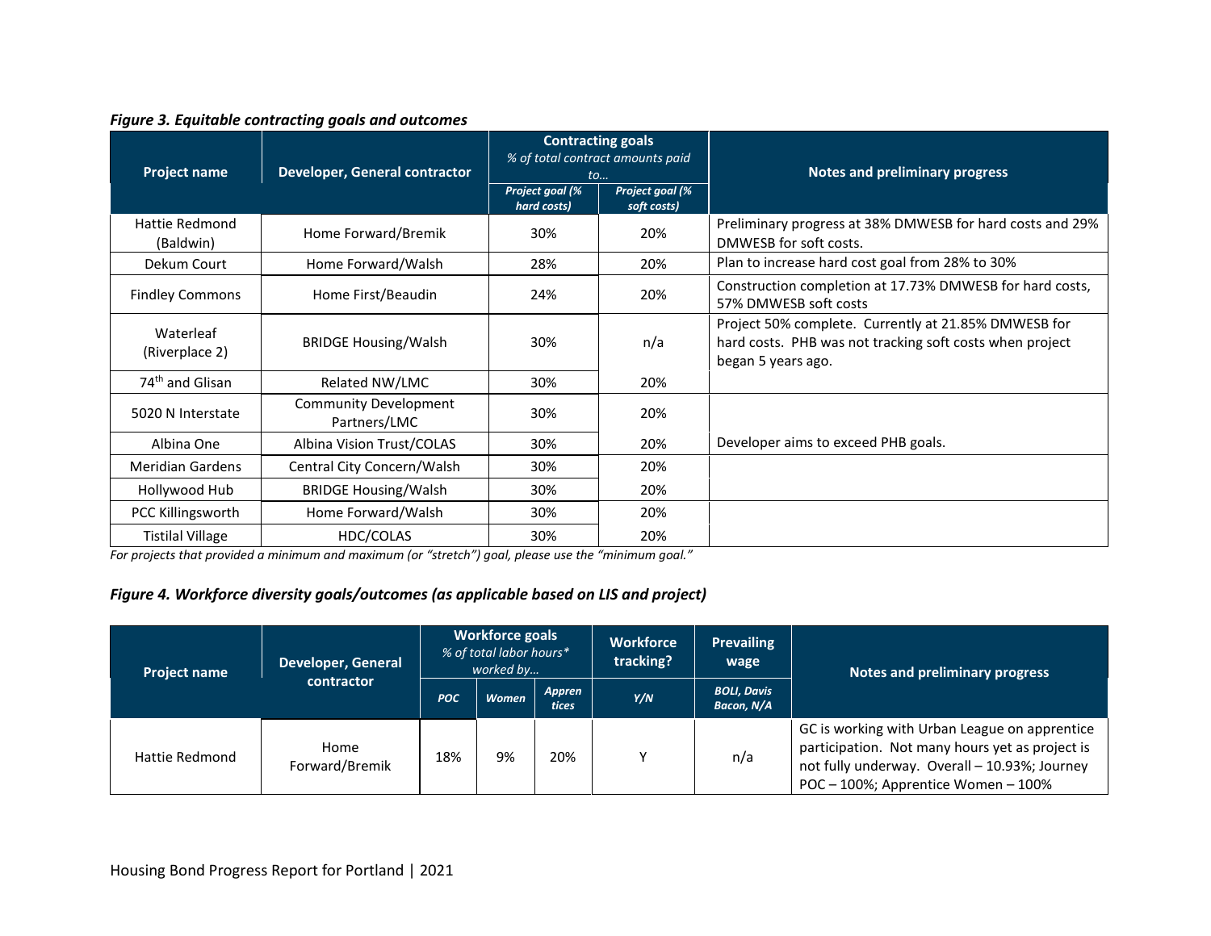***Figure 3. Equitable contracting goals and outcomes***

| Project name | Developer, General contractor | Contracting goals *% of total contract amounts paid to…* | | Notes and preliminary progress |
|---|---|---|---|---|
| | | *Project goal (% hard costs)* | *Project goal (% soft costs)* | |
| Hattie Redmond (Baldwin) | Home Forward/Bremik | 30% | 20% | Preliminary progress at 38% DMWESB for hard costs and 29% DMWESB for soft costs. |
| Dekum Court | Home Forward/Walsh | 28% | 20% | Plan to increase hard cost goal from 28% to 30% |
| Findley Commons | Home First/Beaudin | 24% | 20% | Construction completion at 17.73% DMWESB for hard costs, 57% DMWESB soft costs |
| Waterleaf (Riverplace 2) | BRIDGE Housing/Walsh | 30% | n/a | Project 50% complete. Currently at 21.85% DMWESB for hard costs. PHB was not tracking soft costs when project began 5 years ago. |
| 74th and Glisan | Related NW/LMC | 30% | 20% | |
| 5020 N Interstate | Community Development Partners/LMC | 30% | 20% | |
| Albina One | Albina Vision Trust/COLAS | 30% | 20% | Developer aims to exceed PHB goals. |
| Meridian Gardens | Central City Concern/Walsh | 30% | 20% | |
| Hollywood Hub | BRIDGE Housing/Walsh | 30% | 20% | |
| PCC Killingsworth | Home Forward/Walsh | 30% | 20% | |
| Tistilal Village | HDC/COLAS | 30% | 20% | |

*For projects that provided a minimum and maximum (or "stretch") goal, please use the "minimum goal."*

***Figure 4. Workforce diversity goals/outcomes (as applicable based on LIS and project)***

| Project name | Developer, General contractor | Workforce goals *% of total labor hours\* worked by…* | | | Workforce tracking? | Prevailing wage | Notes and preliminary progress |
|---|---|---|---|---|---|---|---|
| | | *POC* | *Women* | *Apprentices* | *Y/N* | *BOLI, Davis Bacon, N/A* | |
| Hattie Redmond | Home Forward/Bremik | 18% | 9% | 20% | Y | n/a | GC is working with Urban League on apprentice participation. Not many hours yet as project is not fully underway. Overall – 10.93%; Journey POC – 100%; Apprentice Women – 100% |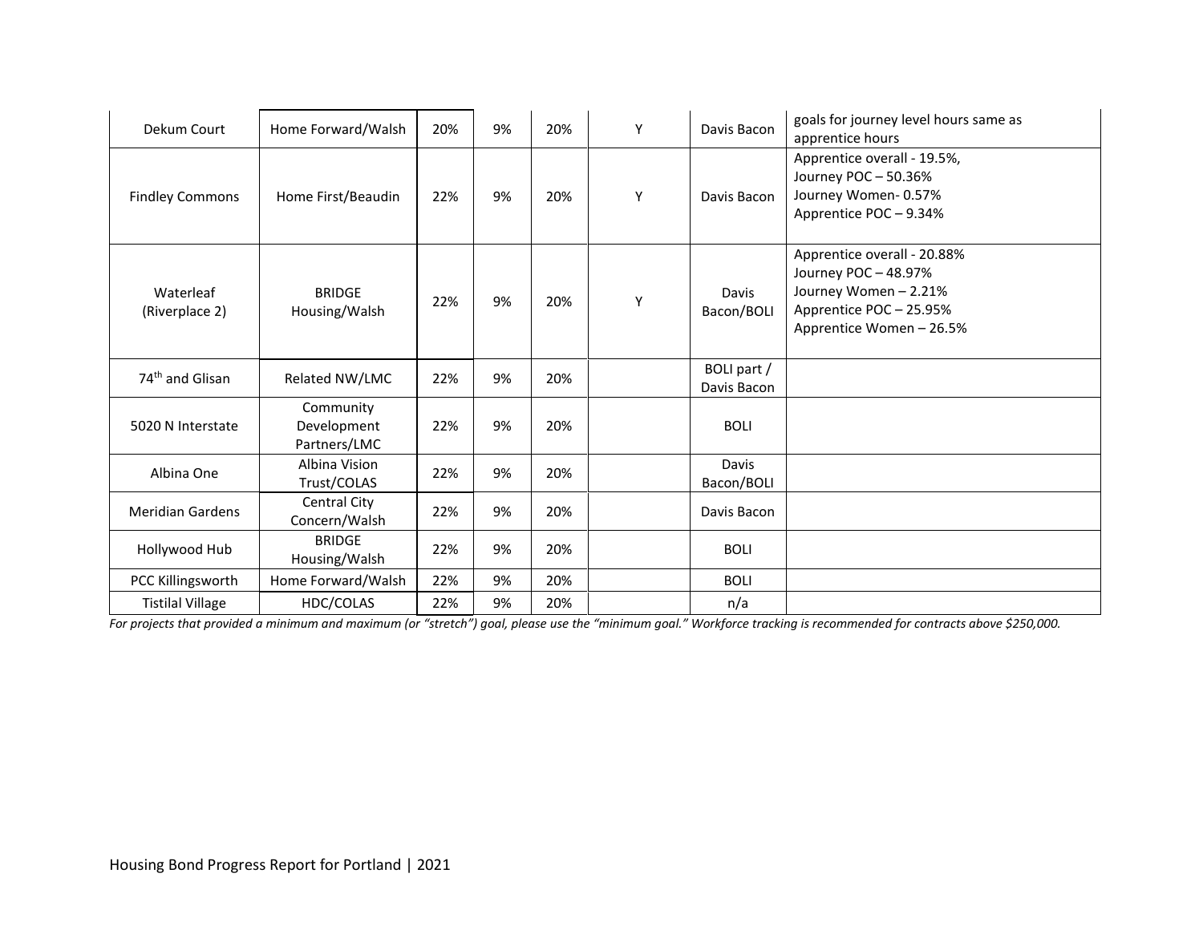| | | | | | | | |
|---|---|---|---|---|---|---|---|
| Dekum Court | Home Forward/Walsh | 20% | 9% | 20% | Y | Davis Bacon | goals for journey level hours same as apprentice hours |
| Findley Commons | Home First/Beaudin | 22% | 9% | 20% | Y | Davis Bacon | Apprentice overall - 19.5%,<br>Journey POC – 50.36%<br>Journey Women- 0.57%<br>Apprentice POC – 9.34% |
| Waterleaf (Riverplace 2) | BRIDGE Housing/Walsh | 22% | 9% | 20% | Y | Davis Bacon/BOLI | Apprentice overall - 20.88%<br>Journey POC – 48.97%<br>Journey Women – 2.21%<br>Apprentice POC – 25.95%<br>Apprentice Women – 26.5% |
| 74th and Glisan | Related NW/LMC | 22% | 9% | 20% | | BOLI part / Davis Bacon | |
| 5020 N Interstate | Community Development Partners/LMC | 22% | 9% | 20% | | BOLI | |
| Albina One | Albina Vision Trust/COLAS | 22% | 9% | 20% | | Davis Bacon/BOLI | |
| Meridian Gardens | Central City Concern/Walsh | 22% | 9% | 20% | | Davis Bacon | |
| Hollywood Hub | BRIDGE Housing/Walsh | 22% | 9% | 20% | | BOLI | |
| PCC Killingsworth | Home Forward/Walsh | 22% | 9% | 20% | | BOLI | |
| Tistilal Village | HDC/COLAS | 22% | 9% | 20% | | n/a | |

*For projects that provided a minimum and maximum (or "stretch") goal, please use the "minimum goal." Workforce tracking is recommended for contracts above $250,000.*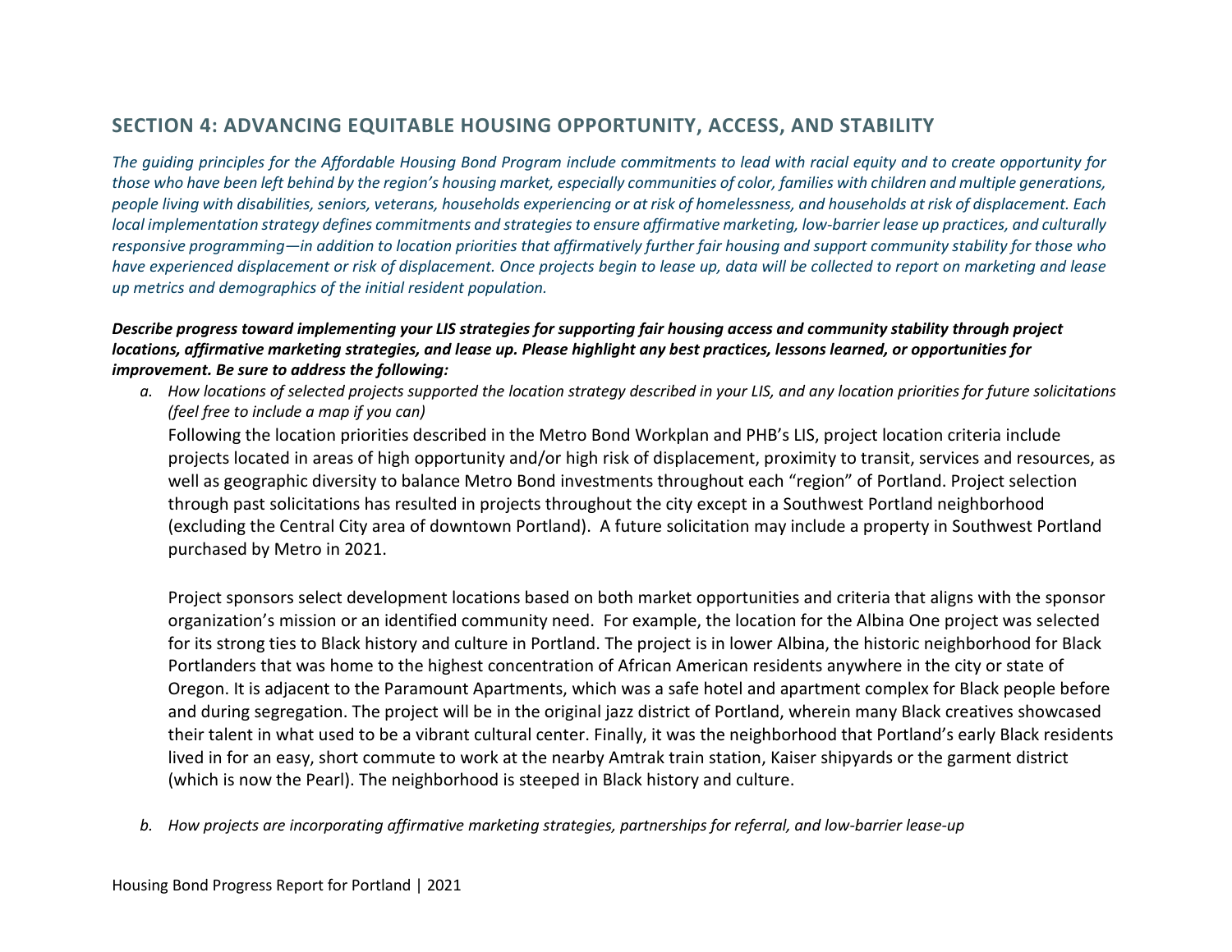## SECTION 4: ADVANCING EQUITABLE HOUSING OPPORTUNITY, ACCESS, AND STABILITY

*The guiding principles for the Affordable Housing Bond Program include commitments to lead with racial equity and to create opportunity for those who have been left behind by the region's housing market, especially communities of color, families with children and multiple generations, people living with disabilities, seniors, veterans, households experiencing or at risk of homelessness, and households at risk of displacement. Each local implementation strategy defines commitments and strategies to ensure affirmative marketing, low-barrier lease up practices, and culturally responsive programming—in addition to location priorities that affirmatively further fair housing and support community stability for those who have experienced displacement or risk of displacement. Once projects begin to lease up, data will be collected to report on marketing and lease up metrics and demographics of the initial resident population.*

***Describe progress toward implementing your LIS strategies for supporting fair housing access and community stability through project locations, affirmative marketing strategies, and lease up. Please highlight any best practices, lessons learned, or opportunities for improvement. Be sure to address the following:***

a. *How locations of selected projects supported the location strategy described in your LIS, and any location priorities for future solicitations (feel free to include a map if you can)*

   Following the location priorities described in the Metro Bond Workplan and PHB's LIS, project location criteria include projects located in areas of high opportunity and/or high risk of displacement, proximity to transit, services and resources, as well as geographic diversity to balance Metro Bond investments throughout each "region" of Portland. Project selection through past solicitations has resulted in projects throughout the city except in a Southwest Portland neighborhood (excluding the Central City area of downtown Portland). A future solicitation may include a property in Southwest Portland purchased by Metro in 2021.

   Project sponsors select development locations based on both market opportunities and criteria that aligns with the sponsor organization's mission or an identified community need. For example, the location for the Albina One project was selected for its strong ties to Black history and culture in Portland. The project is in lower Albina, the historic neighborhood for Black Portlanders that was home to the highest concentration of African American residents anywhere in the city or state of Oregon. It is adjacent to the Paramount Apartments, which was a safe hotel and apartment complex for Black people before and during segregation. The project will be in the original jazz district of Portland, wherein many Black creatives showcased their talent in what used to be a vibrant cultural center. Finally, it was the neighborhood that Portland's early Black residents lived in for an easy, short commute to work at the nearby Amtrak train station, Kaiser shipyards or the garment district (which is now the Pearl). The neighborhood is steeped in Black history and culture.

b. *How projects are incorporating affirmative marketing strategies, partnerships for referral, and low-barrier lease-up*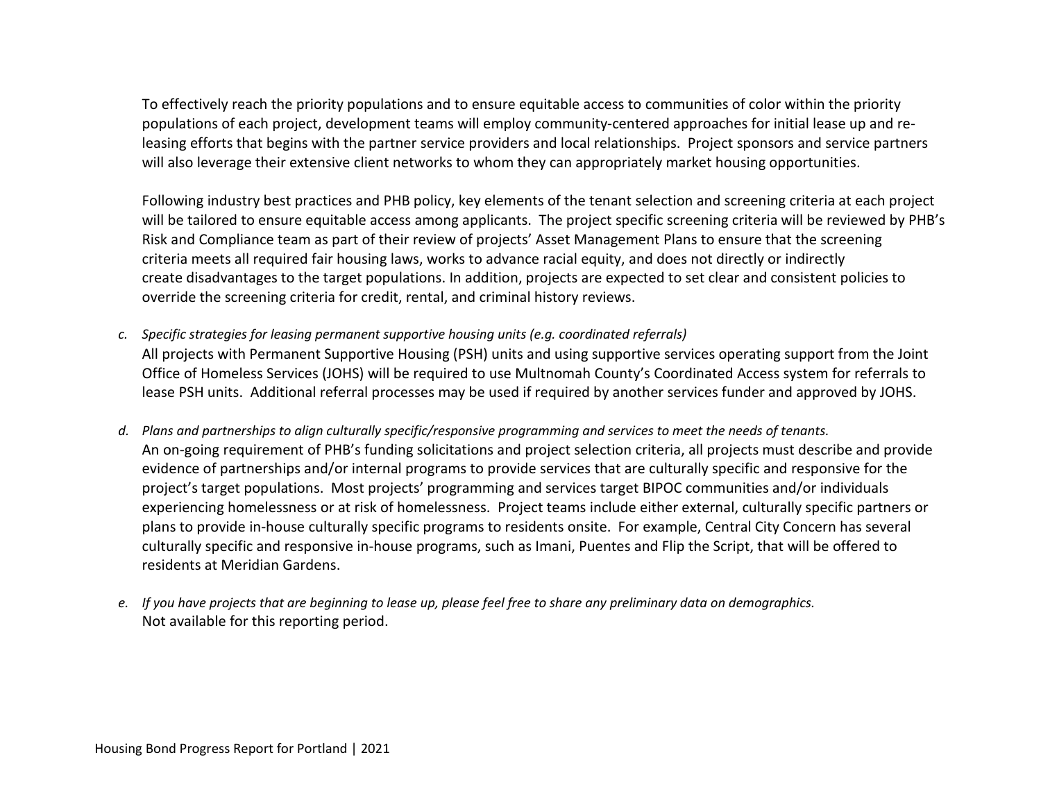To effectively reach the priority populations and to ensure equitable access to communities of color within the priority populations of each project, development teams will employ community-centered approaches for initial lease up and re-leasing efforts that begins with the partner service providers and local relationships. Project sponsors and service partners will also leverage their extensive client networks to whom they can appropriately market housing opportunities.

Following industry best practices and PHB policy, key elements of the tenant selection and screening criteria at each project will be tailored to ensure equitable access among applicants. The project specific screening criteria will be reviewed by PHB's Risk and Compliance team as part of their review of projects' Asset Management Plans to ensure that the screening criteria meets all required fair housing laws, works to advance racial equity, and does not directly or indirectly create disadvantages to the target populations. In addition, projects are expected to set clear and consistent policies to override the screening criteria for credit, rental, and criminal history reviews.

c. *Specific strategies for leasing permanent supportive housing units (e.g. coordinated referrals)*
   All projects with Permanent Supportive Housing (PSH) units and using supportive services operating support from the Joint Office of Homeless Services (JOHS) will be required to use Multnomah County's Coordinated Access system for referrals to lease PSH units. Additional referral processes may be used if required by another services funder and approved by JOHS.

d. *Plans and partnerships to align culturally specific/responsive programming and services to meet the needs of tenants.*
   An on-going requirement of PHB's funding solicitations and project selection criteria, all projects must describe and provide evidence of partnerships and/or internal programs to provide services that are culturally specific and responsive for the project's target populations. Most projects' programming and services target BIPOC communities and/or individuals experiencing homelessness or at risk of homelessness. Project teams include either external, culturally specific partners or plans to provide in-house culturally specific programs to residents onsite. For example, Central City Concern has several culturally specific and responsive in-house programs, such as Imani, Puentes and Flip the Script, that will be offered to residents at Meridian Gardens.

e. *If you have projects that are beginning to lease up, please feel free to share any preliminary data on demographics.*
   Not available for this reporting period.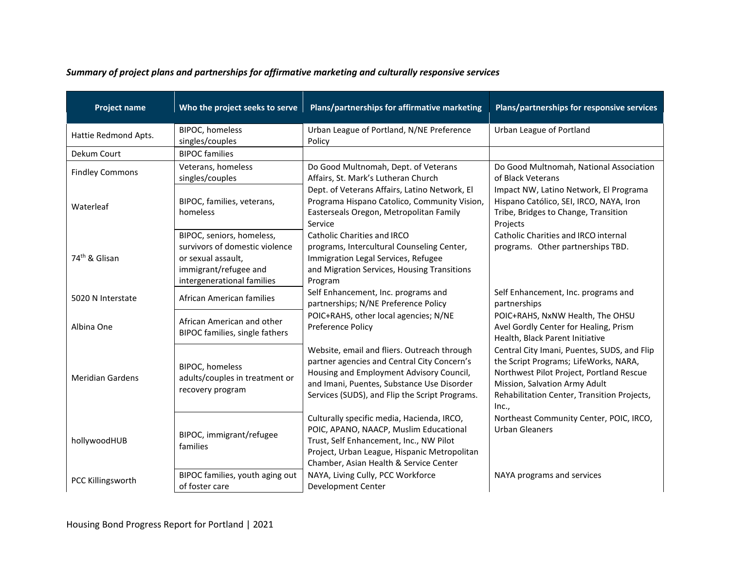***Summary of project plans and partnerships for affirmative marketing and culturally responsive services***

| Project name | Who the project seeks to serve | Plans/partnerships for affirmative marketing | Plans/partnerships for responsive services |
|---|---|---|---|
| Hattie Redmond Apts. | BIPOC, homeless singles/couples | Urban League of Portland, N/NE Preference Policy | Urban League of Portland |
| Dekum Court | BIPOC families | | |
| Findley Commons | Veterans, homeless singles/couples | Do Good Multnomah, Dept. of Veterans Affairs, St. Mark's Lutheran Church | Do Good Multnomah, National Association of Black Veterans |
| Waterleaf | BIPOC, families, veterans, homeless | Dept. of Veterans Affairs, Latino Network, El Programa Hispano Catolico, Community Vision, Easterseals Oregon, Metropolitan Family Service | Impact NW, Latino Network, El Programa Hispano Católico, SEI, IRCO, NAYA, Iron Tribe, Bridges to Change, Transition Projects |
| 74th & Glisan | BIPOC, seniors, homeless, survivors of domestic violence or sexual assault, immigrant/refugee and intergenerational families | Catholic Charities and IRCO programs, Intercultural Counseling Center, Immigration Legal Services, Refugee and Migration Services, Housing Transitions Program | Catholic Charities and IRCO internal programs. Other partnerships TBD. |
| 5020 N Interstate | African American families | Self Enhancement, Inc. programs and partnerships; N/NE Preference Policy | Self Enhancement, Inc. programs and partnerships |
| Albina One | African American and other BIPOC families, single fathers | POIC+RAHS, other local agencies; N/NE Preference Policy | POIC+RAHS, NxNW Health, The OHSU Avel Gordly Center for Healing, Prism Health, Black Parent Initiative |
| Meridian Gardens | BIPOC, homeless adults/couples in treatment or recovery program | Website, email and fliers. Outreach through partner agencies and Central City Concern's Housing and Employment Advisory Council, and Imani, Puentes, Substance Use Disorder Services (SUDS), and Flip the Script Programs. | Central City Imani, Puentes, SUDS, and Flip the Script Programs; LifeWorks, NARA, Northwest Pilot Project, Portland Rescue Mission, Salvation Army Adult Rehabilitation Center, Transition Projects, Inc., |
| hollywoodHUB | BIPOC, immigrant/refugee families | Culturally specific media, Hacienda, IRCO, POIC, APANO, NAACP, Muslim Educational Trust, Self Enhancement, Inc., NW Pilot Project, Urban League, Hispanic Metropolitan Chamber, Asian Health & Service Center | Northeast Community Center, POIC, IRCO, Urban Gleaners |
| PCC Killingsworth | BIPOC families, youth aging out of foster care | NAYA, Living Cully, PCC Workforce Development Center | NAYA programs and services |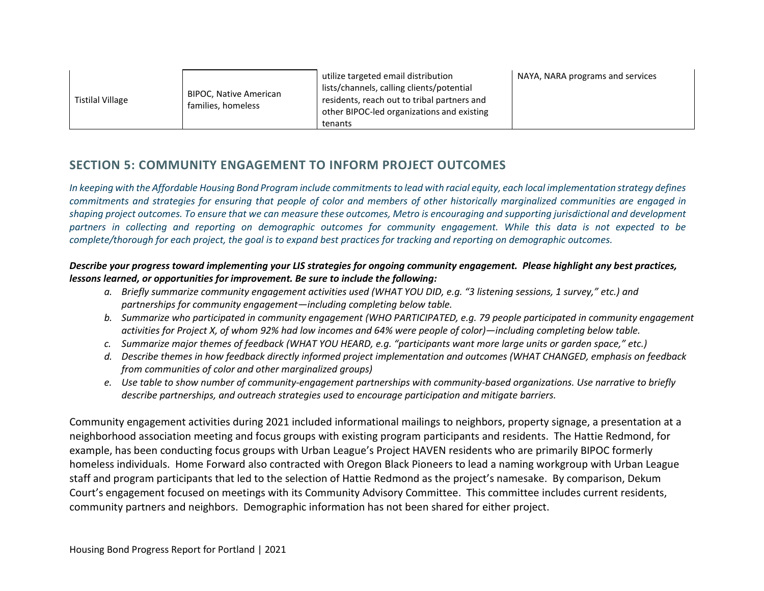| Tistilal Village | BIPOC, Native American families, homeless | utilize targeted email distribution lists/channels, calling clients/potential residents, reach out to tribal partners and other BIPOC-led organizations and existing tenants | NAYA, NARA programs and services |
|---|---|---|---|

## SECTION 5: COMMUNITY ENGAGEMENT TO INFORM PROJECT OUTCOMES

*In keeping with the Affordable Housing Bond Program include commitments to lead with racial equity, each local implementation strategy defines commitments and strategies for ensuring that people of color and members of other historically marginalized communities are engaged in shaping project outcomes. To ensure that we can measure these outcomes, Metro is encouraging and supporting jurisdictional and development partners in collecting and reporting on demographic outcomes for community engagement. While this data is not expected to be complete/thorough for each project, the goal is to expand best practices for tracking and reporting on demographic outcomes.*

***Describe your progress toward implementing your LIS strategies for ongoing community engagement. Please highlight any best practices, lessons learned, or opportunities for improvement. Be sure to include the following:***

- *a. Briefly summarize community engagement activities used (WHAT YOU DID, e.g. "3 listening sessions, 1 survey," etc.) and partnerships for community engagement—including completing below table.*
- *b. Summarize who participated in community engagement (WHO PARTICIPATED, e.g. 79 people participated in community engagement activities for Project X, of whom 92% had low incomes and 64% were people of color)—including completing below table.*
- *c. Summarize major themes of feedback (WHAT YOU HEARD, e.g. "participants want more large units or garden space," etc.)*
- *d. Describe themes in how feedback directly informed project implementation and outcomes (WHAT CHANGED, emphasis on feedback from communities of color and other marginalized groups)*
- *e. Use table to show number of community-engagement partnerships with community-based organizations. Use narrative to briefly describe partnerships, and outreach strategies used to encourage participation and mitigate barriers.*

Community engagement activities during 2021 included informational mailings to neighbors, property signage, a presentation at a neighborhood association meeting and focus groups with existing program participants and residents. The Hattie Redmond, for example, has been conducting focus groups with Urban League's Project HAVEN residents who are primarily BIPOC formerly homeless individuals. Home Forward also contracted with Oregon Black Pioneers to lead a naming workgroup with Urban League staff and program participants that led to the selection of Hattie Redmond as the project's namesake. By comparison, Dekum Court's engagement focused on meetings with its Community Advisory Committee. This committee includes current residents, community partners and neighbors. Demographic information has not been shared for either project.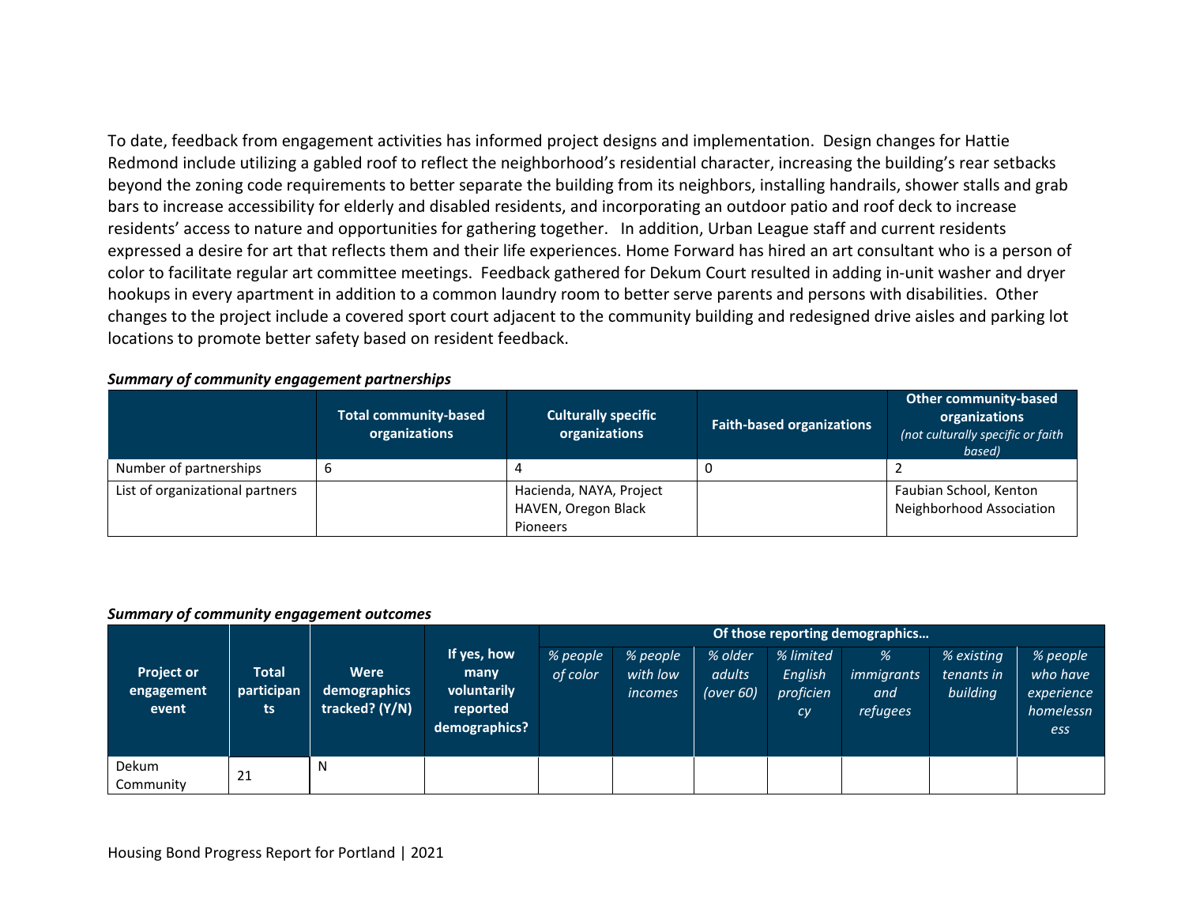To date, feedback from engagement activities has informed project designs and implementation. Design changes for Hattie Redmond include utilizing a gabled roof to reflect the neighborhood's residential character, increasing the building's rear setbacks beyond the zoning code requirements to better separate the building from its neighbors, installing handrails, shower stalls and grab bars to increase accessibility for elderly and disabled residents, and incorporating an outdoor patio and roof deck to increase residents' access to nature and opportunities for gathering together. In addition, Urban League staff and current residents expressed a desire for art that reflects them and their life experiences. Home Forward has hired an art consultant who is a person of color to facilitate regular art committee meetings. Feedback gathered for Dekum Court resulted in adding in-unit washer and dryer hookups in every apartment in addition to a common laundry room to better serve parents and persons with disabilities. Other changes to the project include a covered sport court adjacent to the community building and redesigned drive aisles and parking lot locations to promote better safety based on resident feedback.

***Summary of community engagement partnerships***

| | **Total community-based organizations** | **Culturally specific organizations** | **Faith-based organizations** | **Other community-based organizations** *(not culturally specific or faith based)* |
|---|---|---|---|---|
| Number of partnerships | 6 | 4 | 0 | 2 |
| List of organizational partners | | Hacienda, NAYA, Project HAVEN, Oregon Black Pioneers | | Faubian School, Kenton Neighborhood Association |

***Summary of community engagement outcomes***

| **Project or engagement event** | **Total participants** | **Were demographics tracked? (Y/N)** | **If yes, how many voluntarily reported demographics?** | **Of those reporting demographics…** | | | | | | |
|---|---|---|---|---|---|---|---|---|---|---|
| | | | | *% people of color* | *% people with low incomes* | *% older adults (over 60)* | *% limited English proficiency* | *% immigrants and refugees* | *% existing tenants in building* | *% people who have experience homelessness* |
| Dekum Community | 21 | N | | | | | | | | |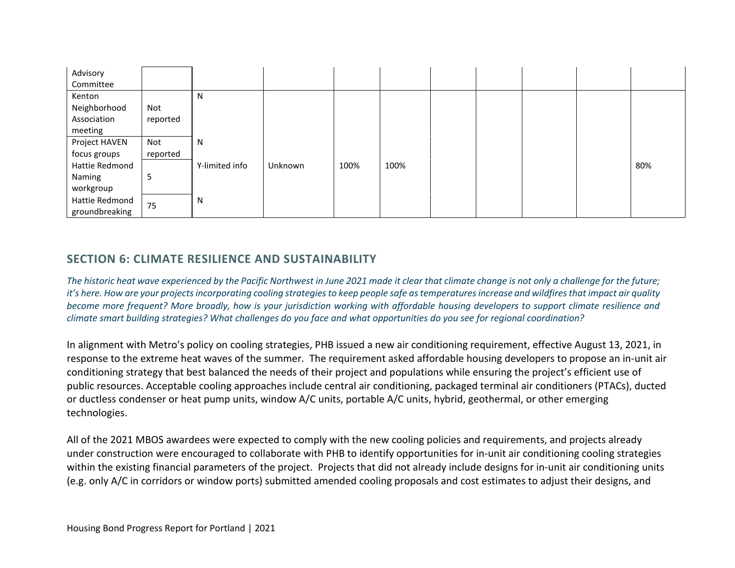| | | | | | | | | | | |
|---|---|---|---|---|---|---|---|---|---|---|
| Advisory Committee | | | | | | | | | | |
| Kenton Neighborhood Association meeting | Not reported | N | | | | | | | | |
| Project HAVEN focus groups | Not reported | N | | | | | | | | |
| Hattie Redmond Naming workgroup | 5 | Y-limited info | Unknown | 100% | 100% | | | | | 80% |
| Hattie Redmond groundbreaking | 75 | N | | | | | | | | |

## SECTION 6: CLIMATE RESILIENCE AND SUSTAINABILITY

*The historic heat wave experienced by the Pacific Northwest in June 2021 made it clear that climate change is not only a challenge for the future; it's here. How are your projects incorporating cooling strategies to keep people safe as temperatures increase and wildfires that impact air quality become more frequent? More broadly, how is your jurisdiction working with affordable housing developers to support climate resilience and climate smart building strategies? What challenges do you face and what opportunities do you see for regional coordination?*

In alignment with Metro's policy on cooling strategies, PHB issued a new air conditioning requirement, effective August 13, 2021, in response to the extreme heat waves of the summer. The requirement asked affordable housing developers to propose an in-unit air conditioning strategy that best balanced the needs of their project and populations while ensuring the project's efficient use of public resources. Acceptable cooling approaches include central air conditioning, packaged terminal air conditioners (PTACs), ducted or ductless condenser or heat pump units, window A/C units, portable A/C units, hybrid, geothermal, or other emerging technologies.

All of the 2021 MBOS awardees were expected to comply with the new cooling policies and requirements, and projects already under construction were encouraged to collaborate with PHB to identify opportunities for in-unit air conditioning cooling strategies within the existing financial parameters of the project. Projects that did not already include designs for in-unit air conditioning units (e.g. only A/C in corridors or window ports) submitted amended cooling proposals and cost estimates to adjust their designs, and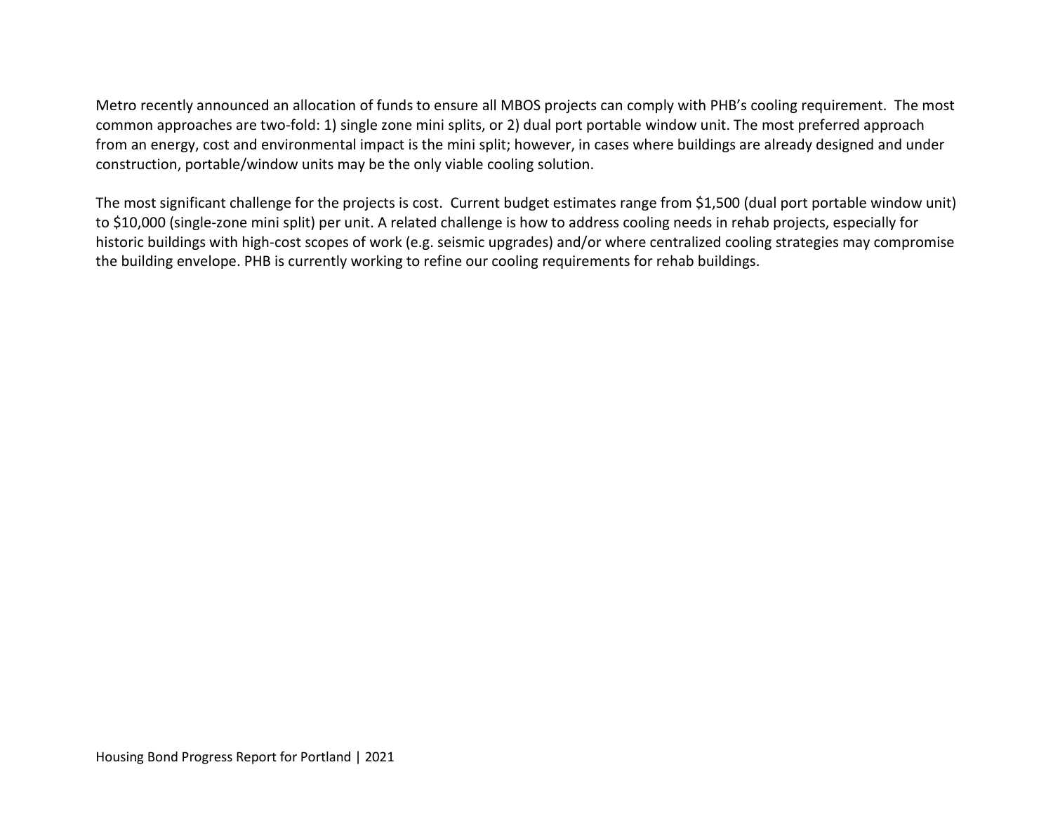Metro recently announced an allocation of funds to ensure all MBOS projects can comply with PHB's cooling requirement. The most common approaches are two-fold: 1) single zone mini splits, or 2) dual port portable window unit. The most preferred approach from an energy, cost and environmental impact is the mini split; however, in cases where buildings are already designed and under construction, portable/window units may be the only viable cooling solution.

The most significant challenge for the projects is cost. Current budget estimates range from $1,500 (dual port portable window unit) to $10,000 (single-zone mini split) per unit. A related challenge is how to address cooling needs in rehab projects, especially for historic buildings with high-cost scopes of work (e.g. seismic upgrades) and/or where centralized cooling strategies may compromise the building envelope. PHB is currently working to refine our cooling requirements for rehab buildings.